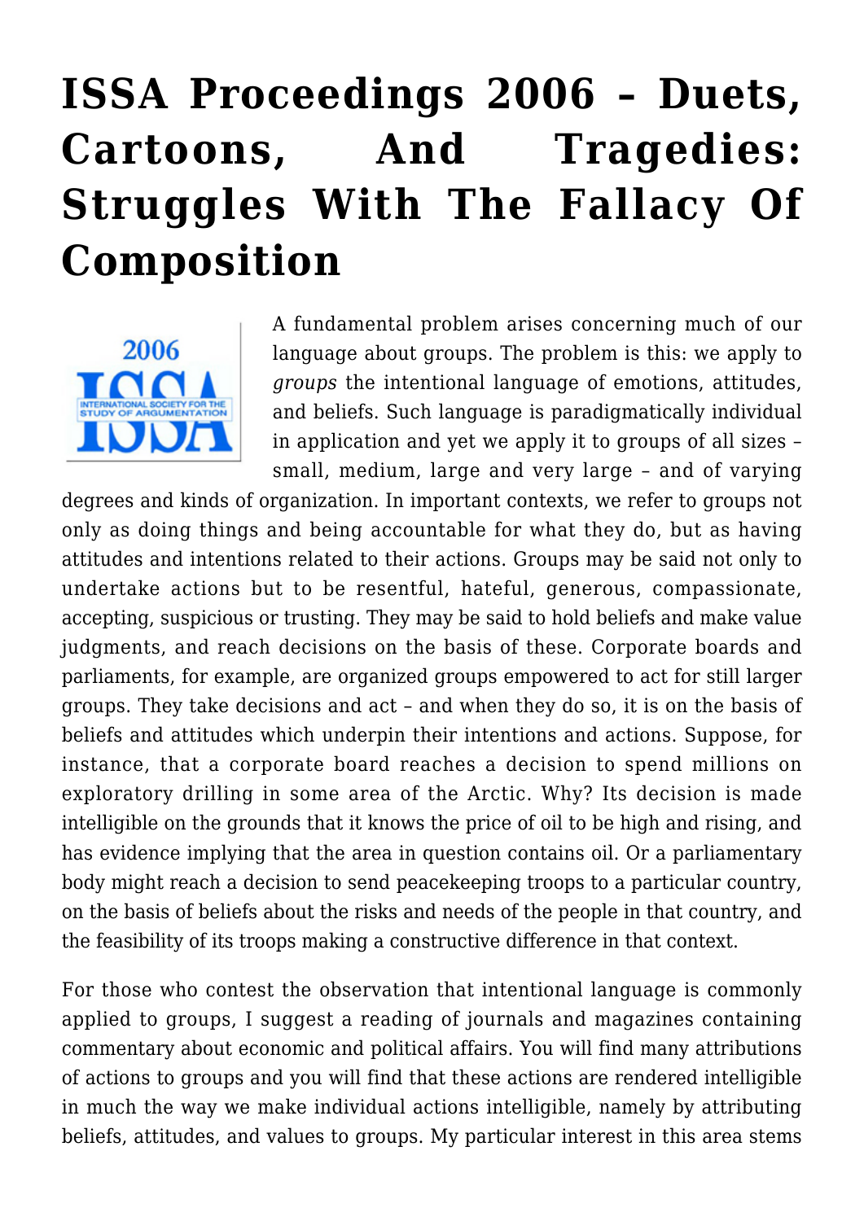# ISSA Proceedings 2006 – Duets, Cartoons, And Tragedies: Struggles With The Fallacy Of Composition

A fundamental problem arises concerning much of our language about groups. The problem is this: we apply to *groups* the intentional language of emotions, attitudes, and beliefs. Such language is paradigmatically individual in application and yet we apply it to groups of all sizes – small, medium, large and very large – and of varying degrees and kinds of organization. In important contexts, we refer to groups not only as doing things and being accountable for what they do, but as having attitudes and intentions related to their actions. Groups may be said not only to undertake actions but to be resentful, hateful, generous, compassionate, accepting, suspicious or trusting. They may be said to hold beliefs and make value judgments, and reach decisions on the basis of these. Corporate boards and parliaments, for example, are organized groups empowered to act for still larger groups. They take decisions and act – and when they do so, it is on the basis of beliefs and attitudes which underpin their intentions and actions. Suppose, for instance, that a corporate board reaches a decision to spend millions on exploratory drilling in some area of the Arctic. Why? Its decision is made intelligible on the grounds that it knows the price of oil to be high and rising, and has evidence implying that the area in question contains oil. Or a parliamentary body might reach a decision to send peacekeeping troops to a particular country, on the basis of beliefs about the risks and needs of the people in that country, and the feasibility of its troops making a constructive difference in that context.

For those who contest the observation that intentional language is commonly applied to groups, I suggest a reading of journals and magazines containing commentary about economic and political affairs. You will find many attributions of actions to groups and you will find that these actions are rendered intelligible in much the way we make individual actions intelligible, namely by attributing beliefs, attitudes, and values to groups. My particular interest in this area stems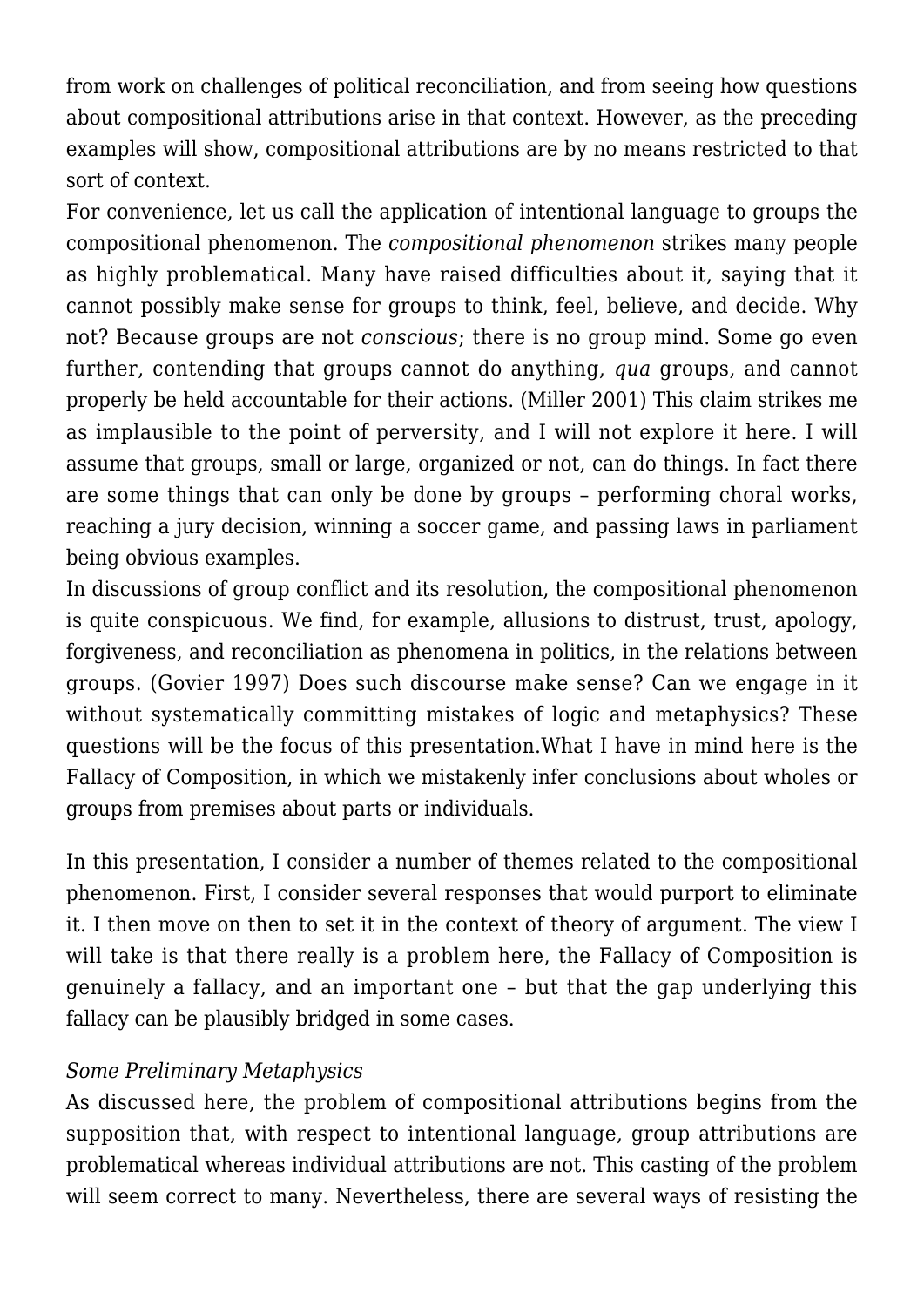from work on challenges of political reconciliation, and from seeing how questions about compositional attributions arise in that context. However, as the preceding examples will show, compositional attributions are by no means restricted to that sort of context.

For convenience, let us call the application of intentional language to groups the compositional phenomenon. The *compositional phenomenon* strikes many people as highly problematical. Many have raised difficulties about it, saying that it cannot possibly make sense for groups to think, feel, believe, and decide. Why not? Because groups are not *conscious*; there is no group mind. Some go even further, contending that groups cannot do anything, *qua* groups, and cannot properly be held accountable for their actions. (Miller 2001) This claim strikes me as implausible to the point of perversity, and I will not explore it here. I will assume that groups, small or large, organized or not, can do things. In fact there are some things that can only be done by groups – performing choral works, reaching a jury decision, winning a soccer game, and passing laws in parliament being obvious examples.

In discussions of group conflict and its resolution, the compositional phenomenon is quite conspicuous. We find, for example, allusions to distrust, trust, apology, forgiveness, and reconciliation as phenomena in politics, in the relations between groups. (Govier 1997) Does such discourse make sense? Can we engage in it without systematically committing mistakes of logic and metaphysics? These questions will be the focus of this presentation.What I have in mind here is the Fallacy of Composition, in which we mistakenly infer conclusions about wholes or groups from premises about parts or individuals.

In this presentation, I consider a number of themes related to the compositional phenomenon. First, I consider several responses that would purport to eliminate it. I then move on then to set it in the context of theory of argument. The view I will take is that there really is a problem here, the Fallacy of Composition is genuinely a fallacy, and an important one – but that the gap underlying this fallacy can be plausibly bridged in some cases.

*Some Preliminary Metaphysics*

As discussed here, the problem of compositional attributions begins from the supposition that, with respect to intentional language, group attributions are problematical whereas individual attributions are not. This casting of the problem will seem correct to many. Nevertheless, there are several ways of resisting the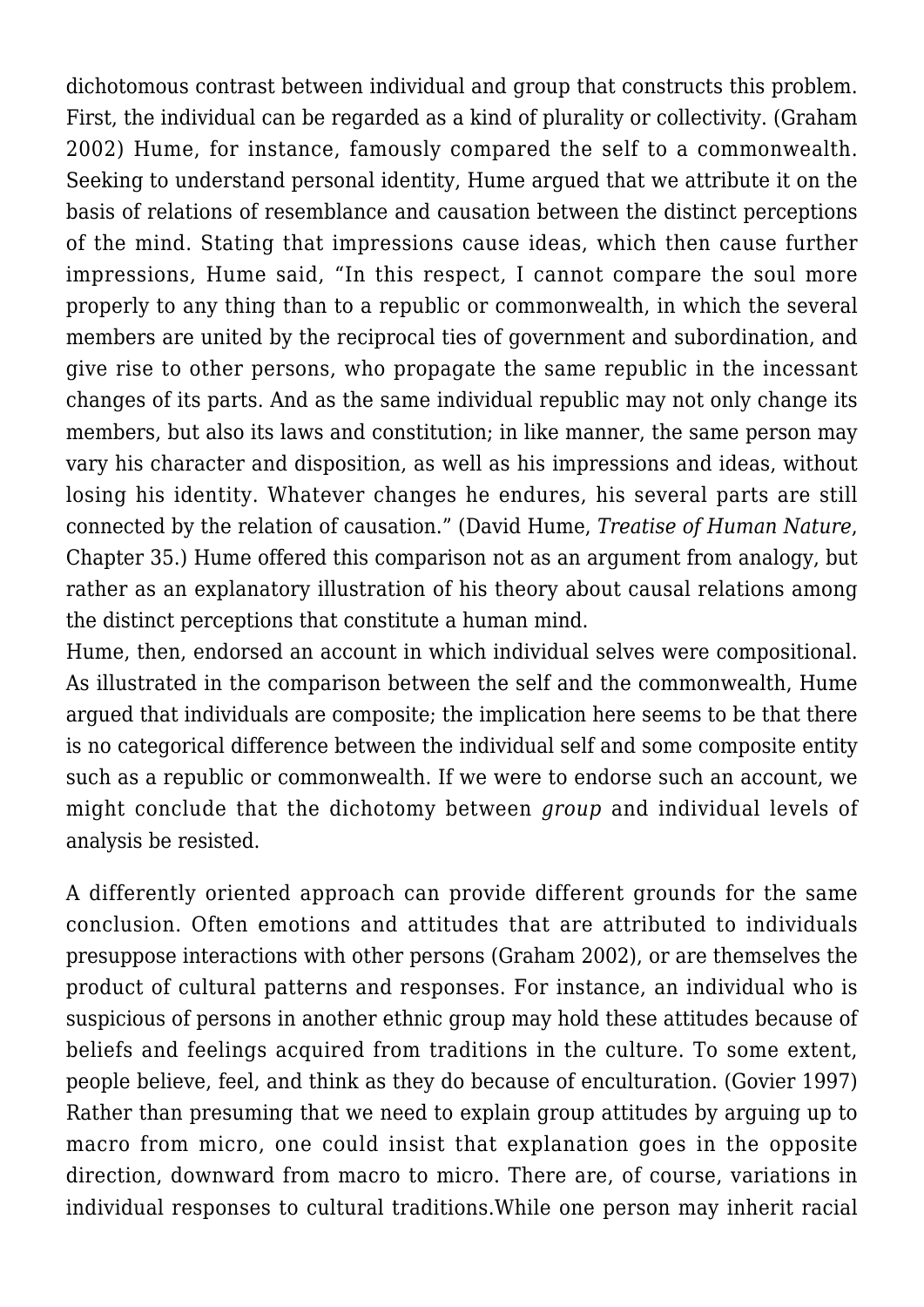dichotomous contrast between individual and group that constructs this problem. First, the individual can be regarded as a kind of plurality or collectivity. (Graham 2002) Hume, for instance, famously compared the self to a commonwealth. Seeking to understand personal identity, Hume argued that we attribute it on the basis of relations of resemblance and causation between the distinct perceptions of the mind. Stating that impressions cause ideas, which then cause further impressions, Hume said, "In this respect, I cannot compare the soul more properly to any thing than to a republic or commonwealth, in which the several members are united by the reciprocal ties of government and subordination, and give rise to other persons, who propagate the same republic in the incessant changes of its parts. And as the same individual republic may not only change its members, but also its laws and constitution; in like manner, the same person may vary his character and disposition, as well as his impressions and ideas, without losing his identity. Whatever changes he endures, his several parts are still connected by the relation of causation." (David Hume, *Treatise of Human Nature*, Chapter 35.) Hume offered this comparison not as an argument from analogy, but rather as an explanatory illustration of his theory about causal relations among the distinct perceptions that constitute a human mind.
Hume, then, endorsed an account in which individual selves were compositional. As illustrated in the comparison between the self and the commonwealth, Hume argued that individuals are composite; the implication here seems to be that there is no categorical difference between the individual self and some composite entity such as a republic or commonwealth. If we were to endorse such an account, we might conclude that the dichotomy between *group* and individual levels of analysis be resisted.

A differently oriented approach can provide different grounds for the same conclusion. Often emotions and attitudes that are attributed to individuals presuppose interactions with other persons (Graham 2002), or are themselves the product of cultural patterns and responses. For instance, an individual who is suspicious of persons in another ethnic group may hold these attitudes because of beliefs and feelings acquired from traditions in the culture. To some extent, people believe, feel, and think as they do because of enculturation. (Govier 1997) Rather than presuming that we need to explain group attitudes by arguing up to macro from micro, one could insist that explanation goes in the opposite direction, downward from macro to micro. There are, of course, variations in individual responses to cultural traditions.While one person may inherit racial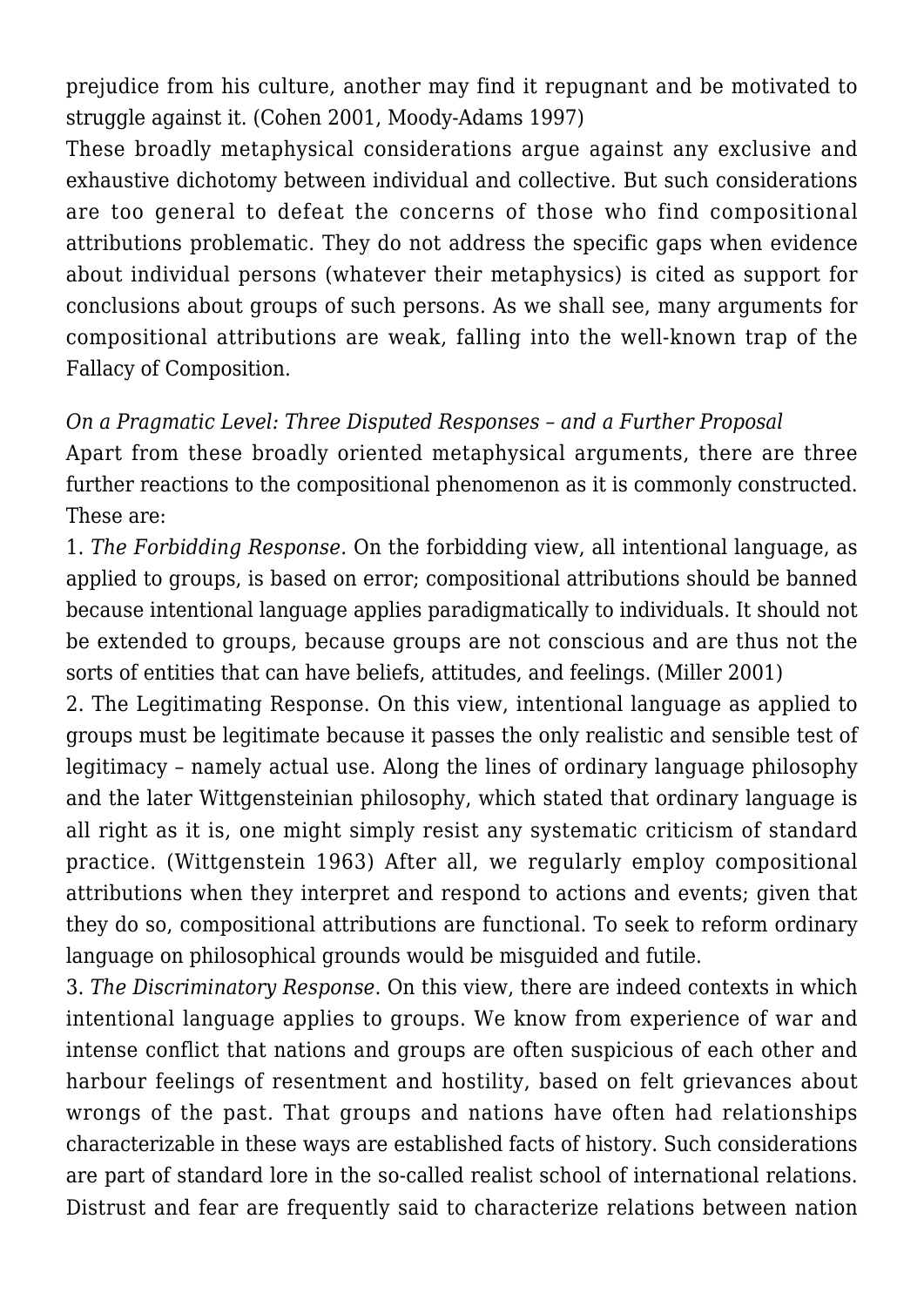prejudice from his culture, another may find it repugnant and be motivated to struggle against it. (Cohen 2001, Moody-Adams 1997)

These broadly metaphysical considerations argue against any exclusive and exhaustive dichotomy between individual and collective. But such considerations are too general to defeat the concerns of those who find compositional attributions problematic. They do not address the specific gaps when evidence about individual persons (whatever their metaphysics) is cited as support for conclusions about groups of such persons. As we shall see, many arguments for compositional attributions are weak, falling into the well-known trap of the Fallacy of Composition.

*On a Pragmatic Level: Three Disputed Responses – and a Further Proposal*

Apart from these broadly oriented metaphysical arguments, there are three further reactions to the compositional phenomenon as it is commonly constructed. These are:

1. *The Forbidding Response.* On the forbidding view, all intentional language, as applied to groups, is based on error; compositional attributions should be banned because intentional language applies paradigmatically to individuals. It should not be extended to groups, because groups are not conscious and are thus not the sorts of entities that can have beliefs, attitudes, and feelings. (Miller 2001)

2. The Legitimating Response. On this view, intentional language as applied to groups must be legitimate because it passes the only realistic and sensible test of legitimacy – namely actual use. Along the lines of ordinary language philosophy and the later Wittgensteinian philosophy, which stated that ordinary language is all right as it is, one might simply resist any systematic criticism of standard practice. (Wittgenstein 1963) After all, we regularly employ compositional attributions when they interpret and respond to actions and events; given that they do so, compositional attributions are functional. To seek to reform ordinary language on philosophical grounds would be misguided and futile.

3. *The Discriminatory Response*. On this view, there are indeed contexts in which intentional language applies to groups. We know from experience of war and intense conflict that nations and groups are often suspicious of each other and harbour feelings of resentment and hostility, based on felt grievances about wrongs of the past. That groups and nations have often had relationships characterizable in these ways are established facts of history. Such considerations are part of standard lore in the so-called realist school of international relations. Distrust and fear are frequently said to characterize relations between nation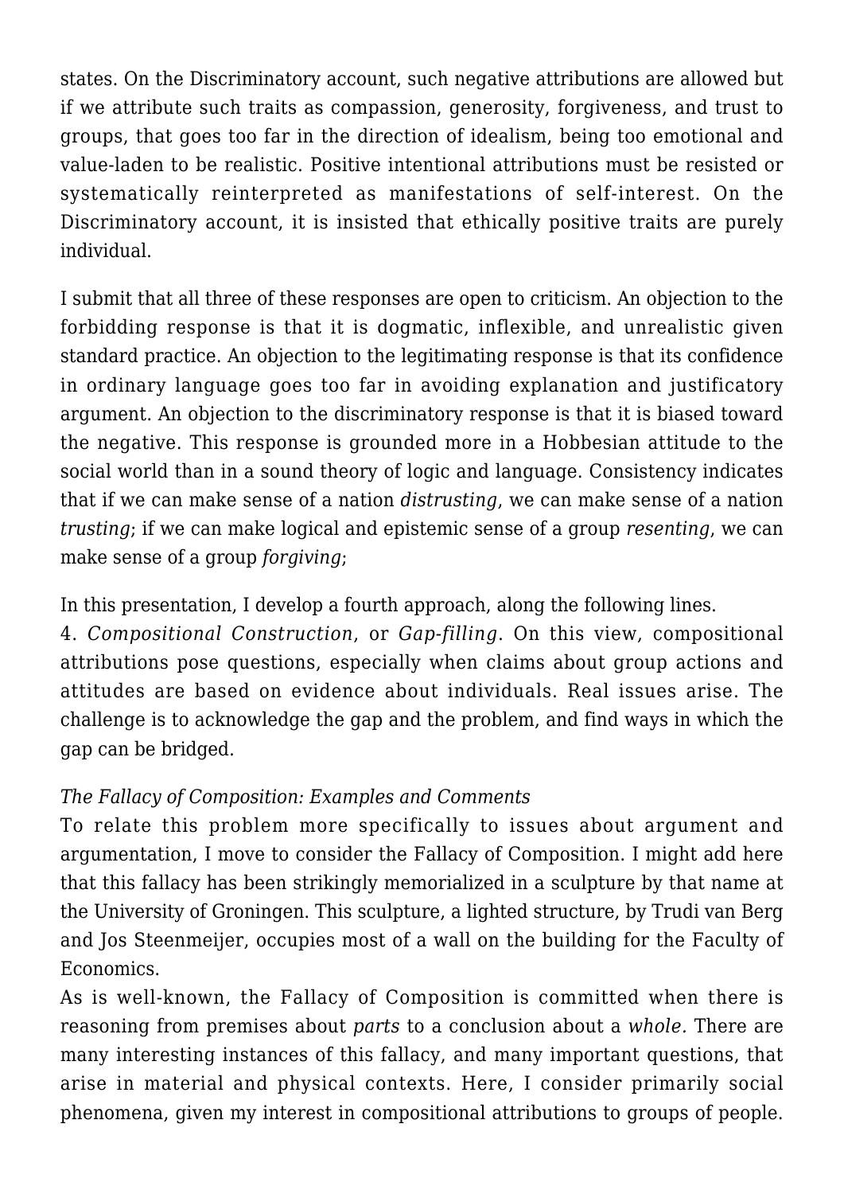states. On the Discriminatory account, such negative attributions are allowed but if we attribute such traits as compassion, generosity, forgiveness, and trust to groups, that goes too far in the direction of idealism, being too emotional and value-laden to be realistic. Positive intentional attributions must be resisted or systematically reinterpreted as manifestations of self-interest. On the Discriminatory account, it is insisted that ethically positive traits are purely individual.

I submit that all three of these responses are open to criticism. An objection to the forbidding response is that it is dogmatic, inflexible, and unrealistic given standard practice. An objection to the legitimating response is that its confidence in ordinary language goes too far in avoiding explanation and justificatory argument. An objection to the discriminatory response is that it is biased toward the negative. This response is grounded more in a Hobbesian attitude to the social world than in a sound theory of logic and language. Consistency indicates that if we can make sense of a nation *distrusting*, we can make sense of a nation *trusting*; if we can make logical and epistemic sense of a group *resenting*, we can make sense of a group *forgiving*;

In this presentation, I develop a fourth approach, along the following lines.

4. *Compositional Construction*, or *Gap-filling*. On this view, compositional attributions pose questions, especially when claims about group actions and attitudes are based on evidence about individuals. Real issues arise. The challenge is to acknowledge the gap and the problem, and find ways in which the gap can be bridged.

*The Fallacy of Composition: Examples and Comments*

To relate this problem more specifically to issues about argument and argumentation, I move to consider the Fallacy of Composition. I might add here that this fallacy has been strikingly memorialized in a sculpture by that name at the University of Groningen. This sculpture, a lighted structure, by Trudi van Berg and Jos Steenmeijer, occupies most of a wall on the building for the Faculty of Economics.

As is well-known, the Fallacy of Composition is committed when there is reasoning from premises about *parts* to a conclusion about a *whole.* There are many interesting instances of this fallacy, and many important questions, that arise in material and physical contexts. Here, I consider primarily social phenomena, given my interest in compositional attributions to groups of people.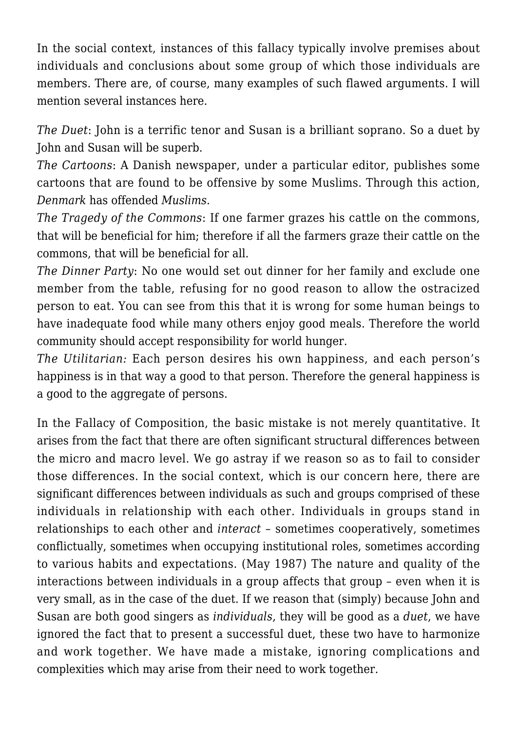In the social context, instances of this fallacy typically involve premises about individuals and conclusions about some group of which those individuals are members. There are, of course, many examples of such flawed arguments. I will mention several instances here.

*The Duet*: John is a terrific tenor and Susan is a brilliant soprano. So a duet by John and Susan will be superb.
*The Cartoons*: A Danish newspaper, under a particular editor, publishes some cartoons that are found to be offensive by some Muslims. Through this action, *Denmark* has offended *Muslims*.
*The Tragedy of the Commons*: If one farmer grazes his cattle on the commons, that will be beneficial for him; therefore if all the farmers graze their cattle on the commons, that will be beneficial for all.
*The Dinner Party*: No one would set out dinner for her family and exclude one member from the table, refusing for no good reason to allow the ostracized person to eat. You can see from this that it is wrong for some human beings to have inadequate food while many others enjoy good meals. Therefore the world community should accept responsibility for world hunger.
*The Utilitarian:* Each person desires his own happiness, and each person's happiness is in that way a good to that person. Therefore the general happiness is a good to the aggregate of persons.

In the Fallacy of Composition, the basic mistake is not merely quantitative. It arises from the fact that there are often significant structural differences between the micro and macro level. We go astray if we reason so as to fail to consider those differences. In the social context, which is our concern here, there are significant differences between individuals as such and groups comprised of these individuals in relationship with each other. Individuals in groups stand in relationships to each other and *interact* – sometimes cooperatively, sometimes conflictually, sometimes when occupying institutional roles, sometimes according to various habits and expectations. (May 1987) The nature and quality of the interactions between individuals in a group affects that group – even when it is very small, as in the case of the duet. If we reason that (simply) because John and Susan are both good singers as *individuals*, they will be good as a *duet*, we have ignored the fact that to present a successful duet, these two have to harmonize and work together. We have made a mistake, ignoring complications and complexities which may arise from their need to work together.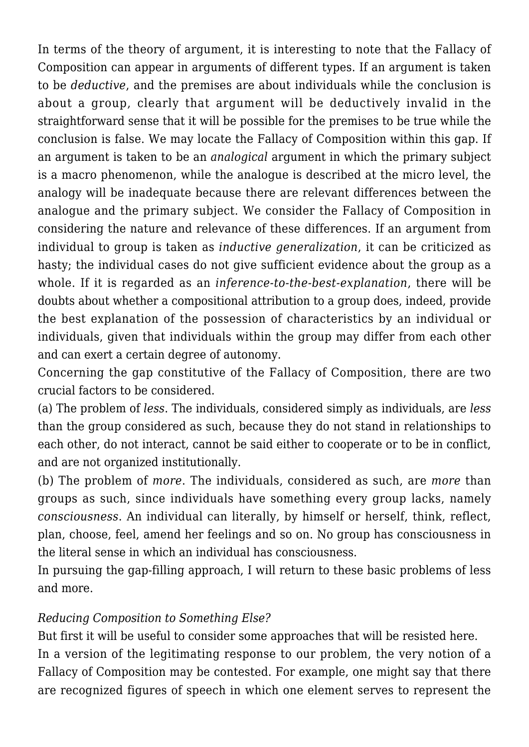In terms of the theory of argument, it is interesting to note that the Fallacy of Composition can appear in arguments of different types. If an argument is taken to be *deductive*, and the premises are about individuals while the conclusion is about a group, clearly that argument will be deductively invalid in the straightforward sense that it will be possible for the premises to be true while the conclusion is false. We may locate the Fallacy of Composition within this gap. If an argument is taken to be an *analogical* argument in which the primary subject is a macro phenomenon, while the analogue is described at the micro level, the analogy will be inadequate because there are relevant differences between the analogue and the primary subject. We consider the Fallacy of Composition in considering the nature and relevance of these differences. If an argument from individual to group is taken as *inductive generalization*, it can be criticized as hasty; the individual cases do not give sufficient evidence about the group as a whole. If it is regarded as an *inference-to-the-best-explanation*, there will be doubts about whether a compositional attribution to a group does, indeed, provide the best explanation of the possession of characteristics by an individual or individuals, given that individuals within the group may differ from each other and can exert a certain degree of autonomy.

Concerning the gap constitutive of the Fallacy of Composition, there are two crucial factors to be considered.

(a) The problem of *less*. The individuals, considered simply as individuals, are *less* than the group considered as such, because they do not stand in relationships to each other, do not interact, cannot be said either to cooperate or to be in conflict, and are not organized institutionally.

(b) The problem of *more*. The individuals, considered as such, are *more* than groups as such, since individuals have something every group lacks, namely *consciousness*. An individual can literally, by himself or herself, think, reflect, plan, choose, feel, amend her feelings and so on. No group has consciousness in the literal sense in which an individual has consciousness.

In pursuing the gap-filling approach, I will return to these basic problems of less and more.

*Reducing Composition to Something Else?*

But first it will be useful to consider some approaches that will be resisted here.

In a version of the legitimating response to our problem, the very notion of a Fallacy of Composition may be contested. For example, one might say that there are recognized figures of speech in which one element serves to represent the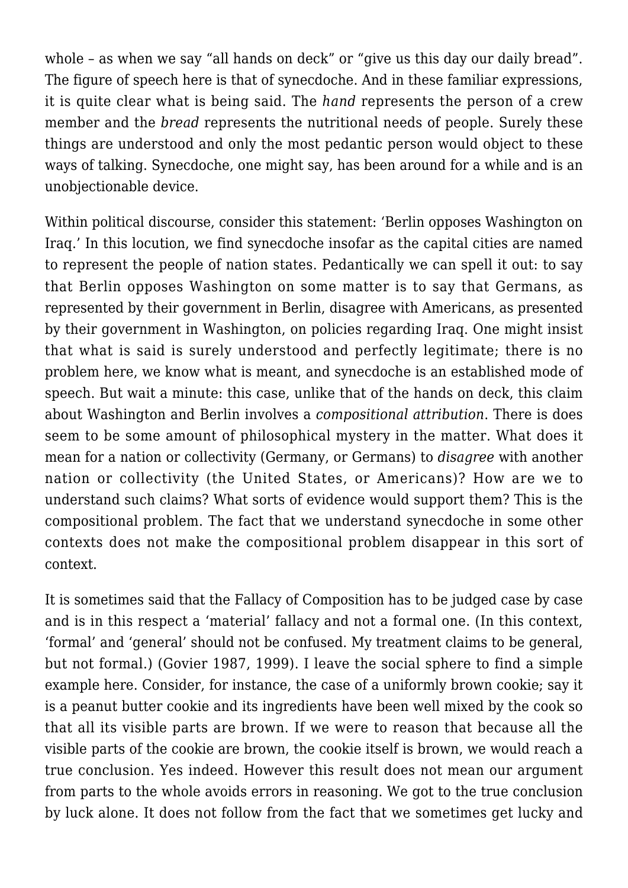whole – as when we say “all hands on deck” or “give us this day our daily bread”. The figure of speech here is that of synecdoche. And in these familiar expressions, it is quite clear what is being said. The *hand* represents the person of a crew member and the *bread* represents the nutritional needs of people. Surely these things are understood and only the most pedantic person would object to these ways of talking. Synecdoche, one might say, has been around for a while and is an unobjectionable device.

Within political discourse, consider this statement: ‘Berlin opposes Washington on Iraq.’ In this locution, we find synecdoche insofar as the capital cities are named to represent the people of nation states. Pedantically we can spell it out: to say that Berlin opposes Washington on some matter is to say that Germans, as represented by their government in Berlin, disagree with Americans, as presented by their government in Washington, on policies regarding Iraq. One might insist that what is said is surely understood and perfectly legitimate; there is no problem here, we know what is meant, and synecdoche is an established mode of speech. But wait a minute: this case, unlike that of the hands on deck, this claim about Washington and Berlin involves a *compositional attribution*. There is does seem to be some amount of philosophical mystery in the matter. What does it mean for a nation or collectivity (Germany, or Germans) to *disagree* with another nation or collectivity (the United States, or Americans)? How are we to understand such claims? What sorts of evidence would support them? This is the compositional problem. The fact that we understand synecdoche in some other contexts does not make the compositional problem disappear in this sort of context.

It is sometimes said that the Fallacy of Composition has to be judged case by case and is in this respect a ‘material’ fallacy and not a formal one. (In this context, ‘formal’ and ‘general’ should not be confused. My treatment claims to be general, but not formal.) (Govier 1987, 1999). I leave the social sphere to find a simple example here. Consider, for instance, the case of a uniformly brown cookie; say it is a peanut butter cookie and its ingredients have been well mixed by the cook so that all its visible parts are brown. If we were to reason that because all the visible parts of the cookie are brown, the cookie itself is brown, we would reach a true conclusion. Yes indeed. However this result does not mean our argument from parts to the whole avoids errors in reasoning. We got to the true conclusion by luck alone. It does not follow from the fact that we sometimes get lucky and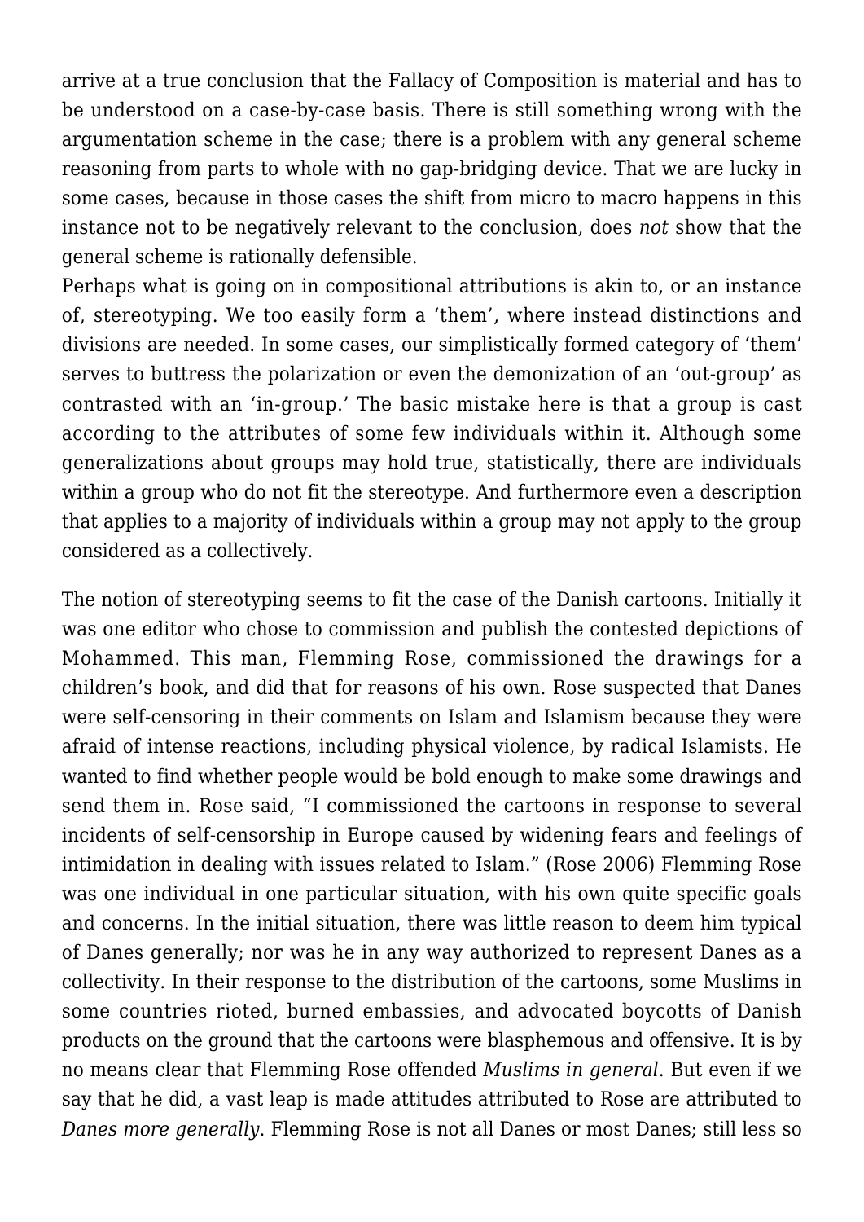arrive at a true conclusion that the Fallacy of Composition is material and has to be understood on a case-by-case basis. There is still something wrong with the argumentation scheme in the case; there is a problem with any general scheme reasoning from parts to whole with no gap-bridging device. That we are lucky in some cases, because in those cases the shift from micro to macro happens in this instance not to be negatively relevant to the conclusion, does *not* show that the general scheme is rationally defensible.

Perhaps what is going on in compositional attributions is akin to, or an instance of, stereotyping. We too easily form a 'them', where instead distinctions and divisions are needed. In some cases, our simplistically formed category of 'them' serves to buttress the polarization or even the demonization of an 'out-group' as contrasted with an 'in-group.' The basic mistake here is that a group is cast according to the attributes of some few individuals within it. Although some generalizations about groups may hold true, statistically, there are individuals within a group who do not fit the stereotype. And furthermore even a description that applies to a majority of individuals within a group may not apply to the group considered as a collectively.

The notion of stereotyping seems to fit the case of the Danish cartoons. Initially it was one editor who chose to commission and publish the contested depictions of Mohammed. This man, Flemming Rose, commissioned the drawings for a children's book, and did that for reasons of his own. Rose suspected that Danes were self-censoring in their comments on Islam and Islamism because they were afraid of intense reactions, including physical violence, by radical Islamists. He wanted to find whether people would be bold enough to make some drawings and send them in. Rose said, "I commissioned the cartoons in response to several incidents of self-censorship in Europe caused by widening fears and feelings of intimidation in dealing with issues related to Islam." (Rose 2006) Flemming Rose was one individual in one particular situation, with his own quite specific goals and concerns. In the initial situation, there was little reason to deem him typical of Danes generally; nor was he in any way authorized to represent Danes as a collectivity. In their response to the distribution of the cartoons, some Muslims in some countries rioted, burned embassies, and advocated boycotts of Danish products on the ground that the cartoons were blasphemous and offensive. It is by no means clear that Flemming Rose offended *Muslims in general*. But even if we say that he did, a vast leap is made attitudes attributed to Rose are attributed to *Danes more generally*. Flemming Rose is not all Danes or most Danes; still less so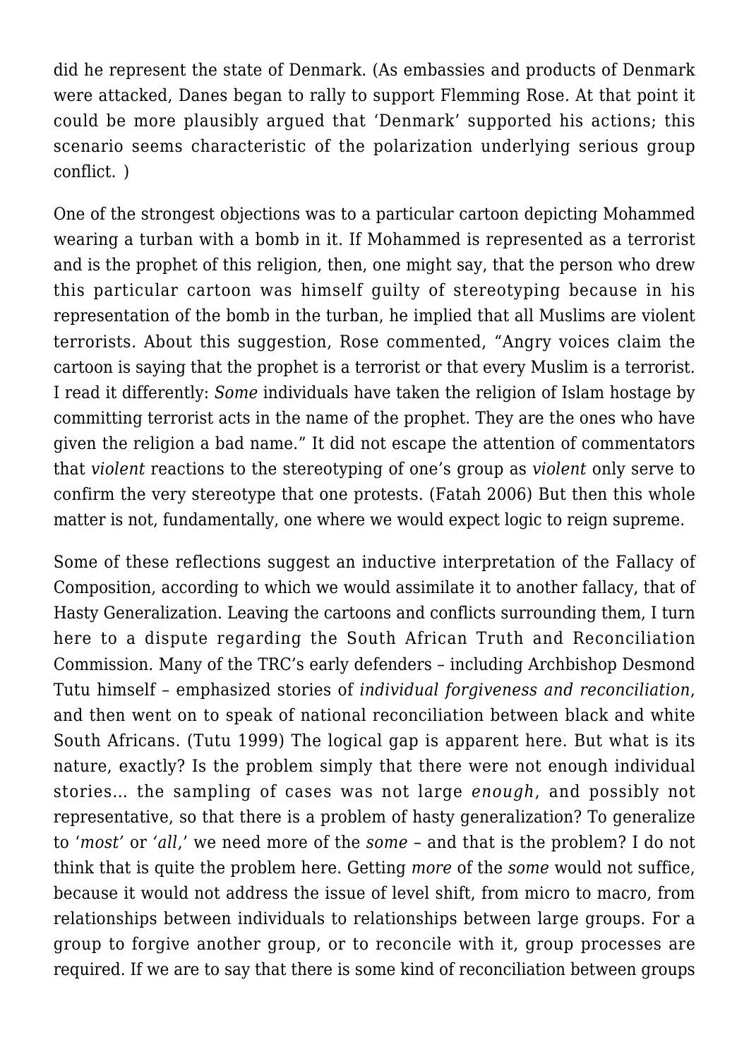did he represent the state of Denmark. (As embassies and products of Denmark were attacked, Danes began to rally to support Flemming Rose. At that point it could be more plausibly argued that 'Denmark' supported his actions; this scenario seems characteristic of the polarization underlying serious group conflict. )

One of the strongest objections was to a particular cartoon depicting Mohammed wearing a turban with a bomb in it. If Mohammed is represented as a terrorist and is the prophet of this religion, then, one might say, that the person who drew this particular cartoon was himself guilty of stereotyping because in his representation of the bomb in the turban, he implied that all Muslims are violent terrorists. About this suggestion, Rose commented, "Angry voices claim the cartoon is saying that the prophet is a terrorist or that every Muslim is a terrorist. I read it differently: *Some* individuals have taken the religion of Islam hostage by committing terrorist acts in the name of the prophet. They are the ones who have given the religion a bad name." It did not escape the attention of commentators that *violent* reactions to the stereotyping of one's group as *violent* only serve to confirm the very stereotype that one protests. (Fatah 2006) But then this whole matter is not, fundamentally, one where we would expect logic to reign supreme.

Some of these reflections suggest an inductive interpretation of the Fallacy of Composition, according to which we would assimilate it to another fallacy, that of Hasty Generalization. Leaving the cartoons and conflicts surrounding them, I turn here to a dispute regarding the South African Truth and Reconciliation Commission. Many of the TRC's early defenders – including Archbishop Desmond Tutu himself – emphasized stories of *individual forgiveness and reconciliation*, and then went on to speak of national reconciliation between black and white South Africans. (Tutu 1999) The logical gap is apparent here. But what is its nature, exactly? Is the problem simply that there were not enough individual stories… the sampling of cases was not large *enough*, and possibly not representative, so that there is a problem of hasty generalization? To generalize to '*most'* or *'all*,' we need more of the *some* – and that is the problem? I do not think that is quite the problem here. Getting *more* of the *some* would not suffice, because it would not address the issue of level shift, from micro to macro, from relationships between individuals to relationships between large groups. For a group to forgive another group, or to reconcile with it, group processes are required. If we are to say that there is some kind of reconciliation between groups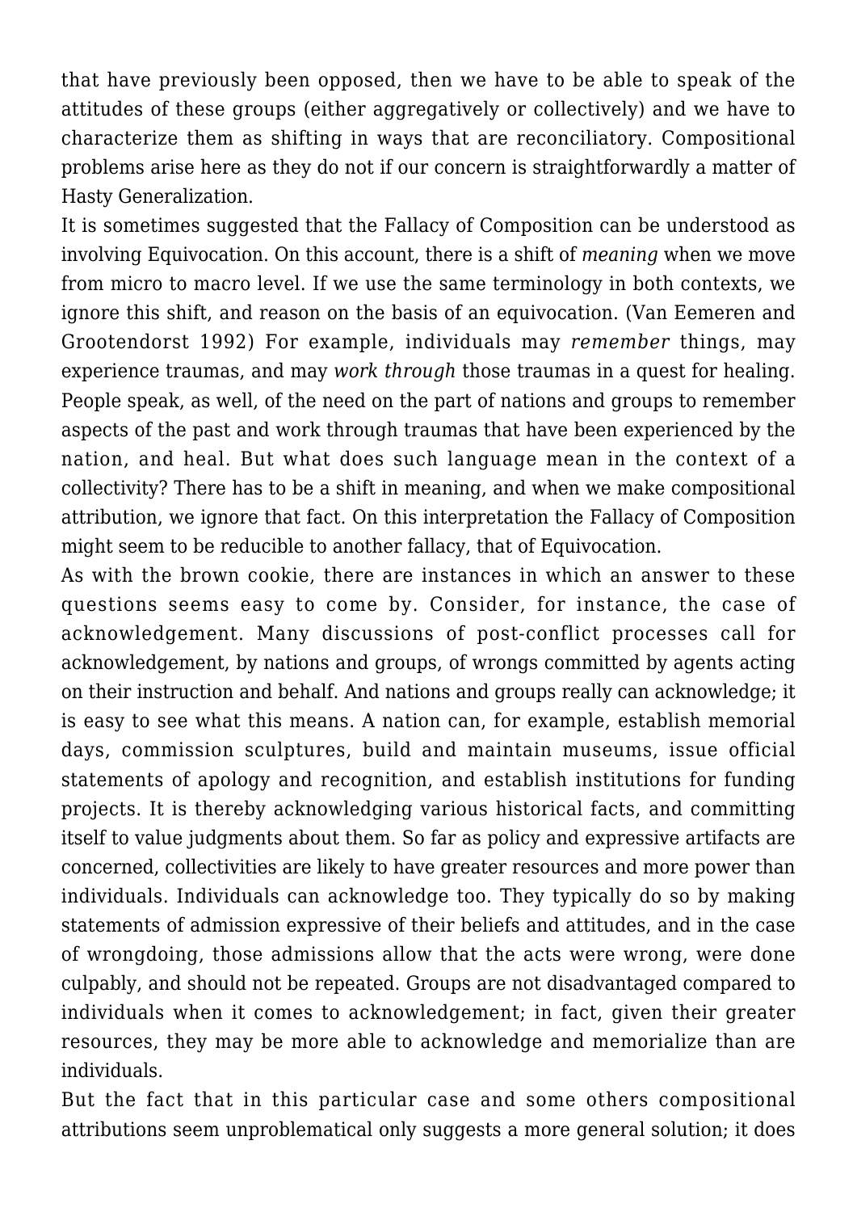that have previously been opposed, then we have to be able to speak of the attitudes of these groups (either aggregatively or collectively) and we have to characterize them as shifting in ways that are reconciliatory. Compositional problems arise here as they do not if our concern is straightforwardly a matter of Hasty Generalization.

It is sometimes suggested that the Fallacy of Composition can be understood as involving Equivocation. On this account, there is a shift of *meaning* when we move from micro to macro level. If we use the same terminology in both contexts, we ignore this shift, and reason on the basis of an equivocation. (Van Eemeren and Grootendorst 1992) For example, individuals may *remember* things, may experience traumas, and may *work through* those traumas in a quest for healing. People speak, as well, of the need on the part of nations and groups to remember aspects of the past and work through traumas that have been experienced by the nation, and heal. But what does such language mean in the context of a collectivity? There has to be a shift in meaning, and when we make compositional attribution, we ignore that fact. On this interpretation the Fallacy of Composition might seem to be reducible to another fallacy, that of Equivocation.

As with the brown cookie, there are instances in which an answer to these questions seems easy to come by. Consider, for instance, the case of acknowledgement. Many discussions of post-conflict processes call for acknowledgement, by nations and groups, of wrongs committed by agents acting on their instruction and behalf. And nations and groups really can acknowledge; it is easy to see what this means. A nation can, for example, establish memorial days, commission sculptures, build and maintain museums, issue official statements of apology and recognition, and establish institutions for funding projects. It is thereby acknowledging various historical facts, and committing itself to value judgments about them. So far as policy and expressive artifacts are concerned, collectivities are likely to have greater resources and more power than individuals. Individuals can acknowledge too. They typically do so by making statements of admission expressive of their beliefs and attitudes, and in the case of wrongdoing, those admissions allow that the acts were wrong, were done culpably, and should not be repeated. Groups are not disadvantaged compared to individuals when it comes to acknowledgement; in fact, given their greater resources, they may be more able to acknowledge and memorialize than are individuals.

But the fact that in this particular case and some others compositional attributions seem unproblematical only suggests a more general solution; it does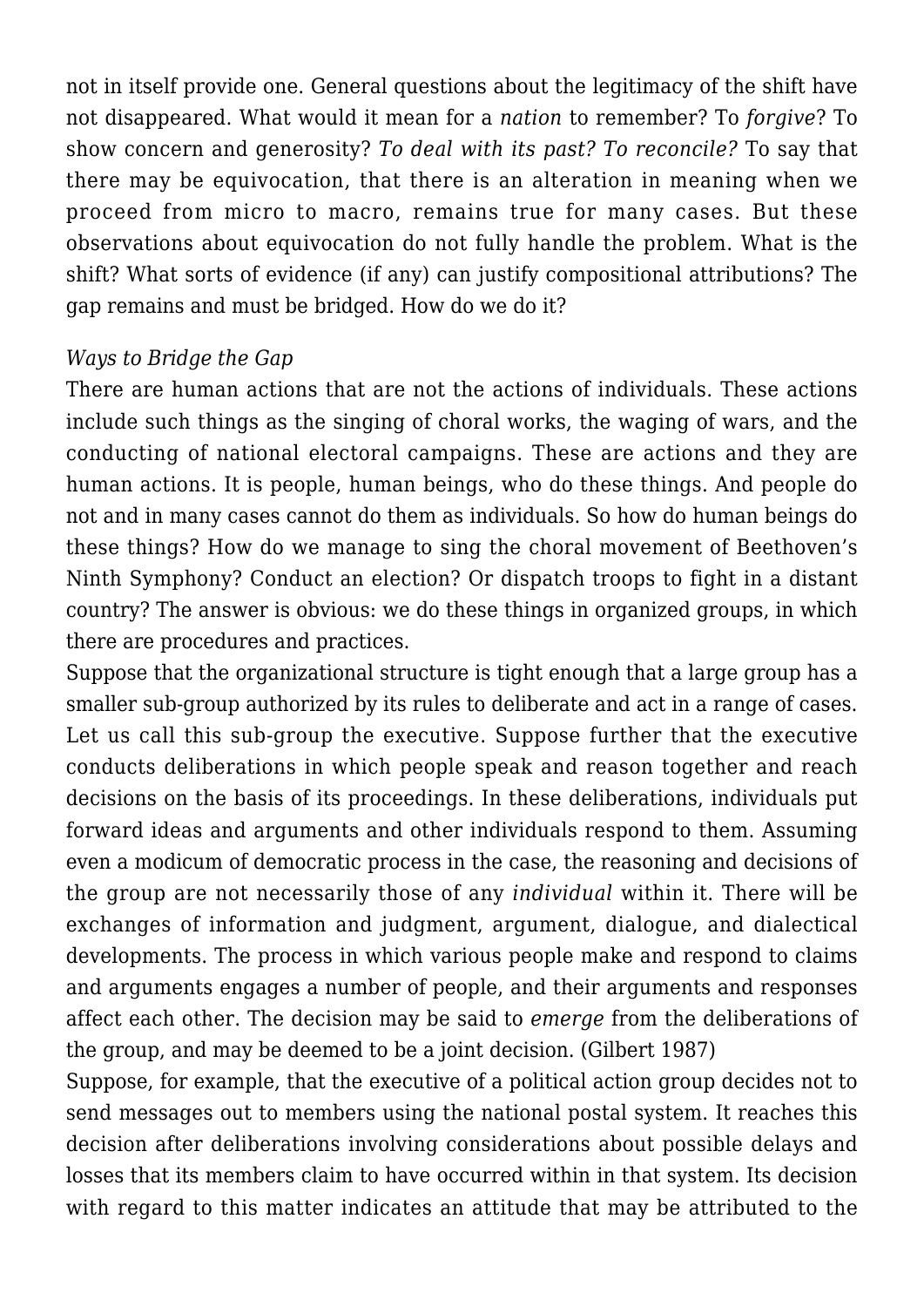not in itself provide one. General questions about the legitimacy of the shift have not disappeared. What would it mean for a *nation* to remember? To *forgive*? To show concern and generosity? *To deal with its past? To reconcile?* To say that there may be equivocation, that there is an alteration in meaning when we proceed from micro to macro, remains true for many cases. But these observations about equivocation do not fully handle the problem. What is the shift? What sorts of evidence (if any) can justify compositional attributions? The gap remains and must be bridged. How do we do it?

*Ways to Bridge the Gap*

There are human actions that are not the actions of individuals. These actions include such things as the singing of choral works, the waging of wars, and the conducting of national electoral campaigns. These are actions and they are human actions. It is people, human beings, who do these things. And people do not and in many cases cannot do them as individuals. So how do human beings do these things? How do we manage to sing the choral movement of Beethoven's Ninth Symphony? Conduct an election? Or dispatch troops to fight in a distant country? The answer is obvious: we do these things in organized groups, in which there are procedures and practices.

Suppose that the organizational structure is tight enough that a large group has a smaller sub-group authorized by its rules to deliberate and act in a range of cases. Let us call this sub-group the executive. Suppose further that the executive conducts deliberations in which people speak and reason together and reach decisions on the basis of its proceedings. In these deliberations, individuals put forward ideas and arguments and other individuals respond to them. Assuming even a modicum of democratic process in the case, the reasoning and decisions of the group are not necessarily those of any *individual* within it. There will be exchanges of information and judgment, argument, dialogue, and dialectical developments. The process in which various people make and respond to claims and arguments engages a number of people, and their arguments and responses affect each other. The decision may be said to *emerge* from the deliberations of the group, and may be deemed to be a joint decision. (Gilbert 1987)

Suppose, for example, that the executive of a political action group decides not to send messages out to members using the national postal system. It reaches this decision after deliberations involving considerations about possible delays and losses that its members claim to have occurred within in that system. Its decision with regard to this matter indicates an attitude that may be attributed to the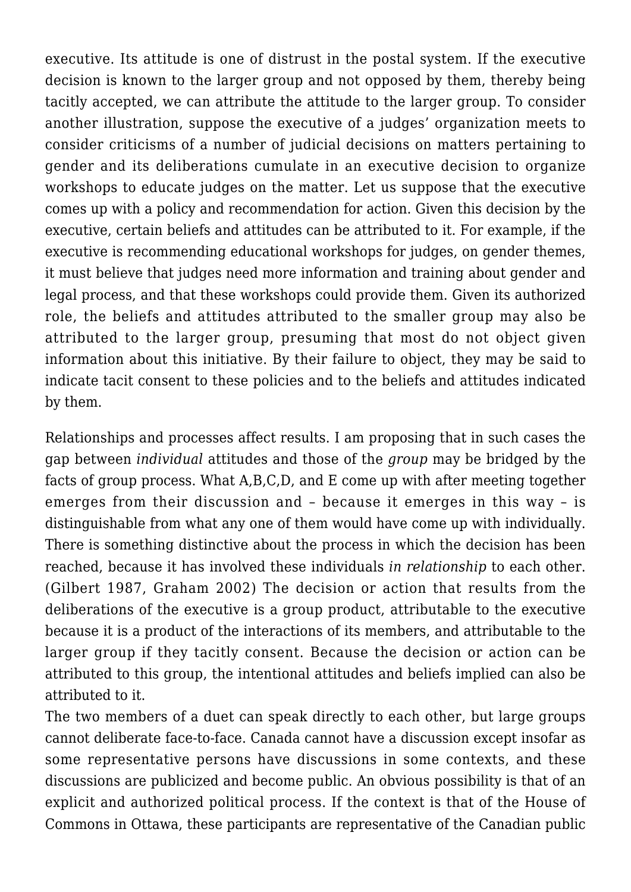executive. Its attitude is one of distrust in the postal system. If the executive decision is known to the larger group and not opposed by them, thereby being tacitly accepted, we can attribute the attitude to the larger group. To consider another illustration, suppose the executive of a judges' organization meets to consider criticisms of a number of judicial decisions on matters pertaining to gender and its deliberations cumulate in an executive decision to organize workshops to educate judges on the matter. Let us suppose that the executive comes up with a policy and recommendation for action. Given this decision by the executive, certain beliefs and attitudes can be attributed to it. For example, if the executive is recommending educational workshops for judges, on gender themes, it must believe that judges need more information and training about gender and legal process, and that these workshops could provide them. Given its authorized role, the beliefs and attitudes attributed to the smaller group may also be attributed to the larger group, presuming that most do not object given information about this initiative. By their failure to object, they may be said to indicate tacit consent to these policies and to the beliefs and attitudes indicated by them.

Relationships and processes affect results. I am proposing that in such cases the gap between *individual* attitudes and those of the *group* may be bridged by the facts of group process. What A,B,C,D, and E come up with after meeting together emerges from their discussion and – because it emerges in this way – is distinguishable from what any one of them would have come up with individually. There is something distinctive about the process in which the decision has been reached, because it has involved these individuals *in relationship* to each other. (Gilbert 1987, Graham 2002) The decision or action that results from the deliberations of the executive is a group product, attributable to the executive because it is a product of the interactions of its members, and attributable to the larger group if they tacitly consent. Because the decision or action can be attributed to this group, the intentional attitudes and beliefs implied can also be attributed to it.

The two members of a duet can speak directly to each other, but large groups cannot deliberate face-to-face. Canada cannot have a discussion except insofar as some representative persons have discussions in some contexts, and these discussions are publicized and become public. An obvious possibility is that of an explicit and authorized political process. If the context is that of the House of Commons in Ottawa, these participants are representative of the Canadian public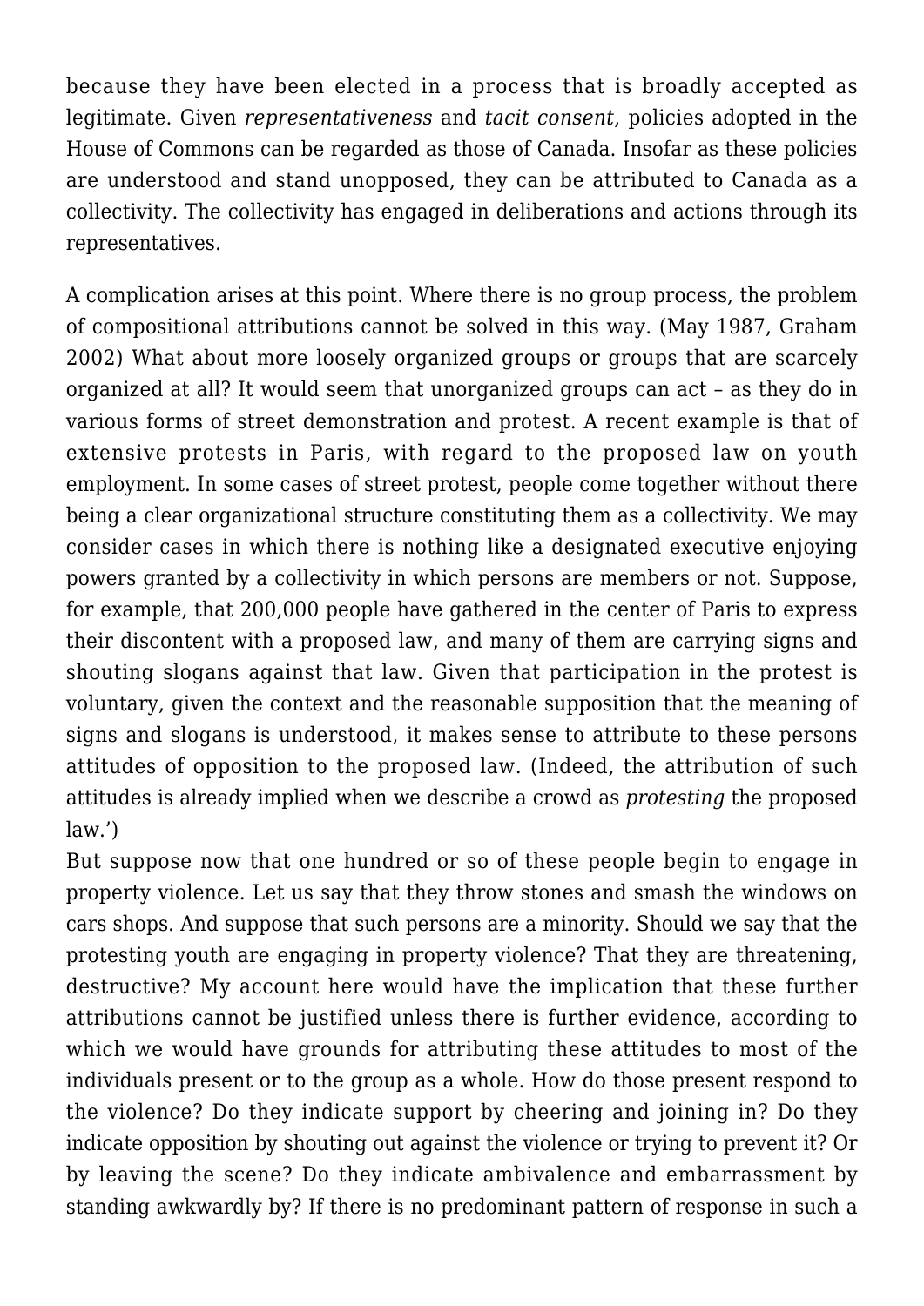because they have been elected in a process that is broadly accepted as legitimate. Given *representativeness* and *tacit consent*, policies adopted in the House of Commons can be regarded as those of Canada. Insofar as these policies are understood and stand unopposed, they can be attributed to Canada as a collectivity. The collectivity has engaged in deliberations and actions through its representatives.

A complication arises at this point. Where there is no group process, the problem of compositional attributions cannot be solved in this way. (May 1987, Graham 2002) What about more loosely organized groups or groups that are scarcely organized at all? It would seem that unorganized groups can act – as they do in various forms of street demonstration and protest. A recent example is that of extensive protests in Paris, with regard to the proposed law on youth employment. In some cases of street protest, people come together without there being a clear organizational structure constituting them as a collectivity. We may consider cases in which there is nothing like a designated executive enjoying powers granted by a collectivity in which persons are members or not. Suppose, for example, that 200,000 people have gathered in the center of Paris to express their discontent with a proposed law, and many of them are carrying signs and shouting slogans against that law. Given that participation in the protest is voluntary, given the context and the reasonable supposition that the meaning of signs and slogans is understood, it makes sense to attribute to these persons attitudes of opposition to the proposed law. (Indeed, the attribution of such attitudes is already implied when we describe a crowd as *protesting* the proposed law.')

But suppose now that one hundred or so of these people begin to engage in property violence. Let us say that they throw stones and smash the windows on cars shops. And suppose that such persons are a minority. Should we say that the protesting youth are engaging in property violence? That they are threatening, destructive? My account here would have the implication that these further attributions cannot be justified unless there is further evidence, according to which we would have grounds for attributing these attitudes to most of the individuals present or to the group as a whole. How do those present respond to the violence? Do they indicate support by cheering and joining in? Do they indicate opposition by shouting out against the violence or trying to prevent it? Or by leaving the scene? Do they indicate ambivalence and embarrassment by standing awkwardly by? If there is no predominant pattern of response in such a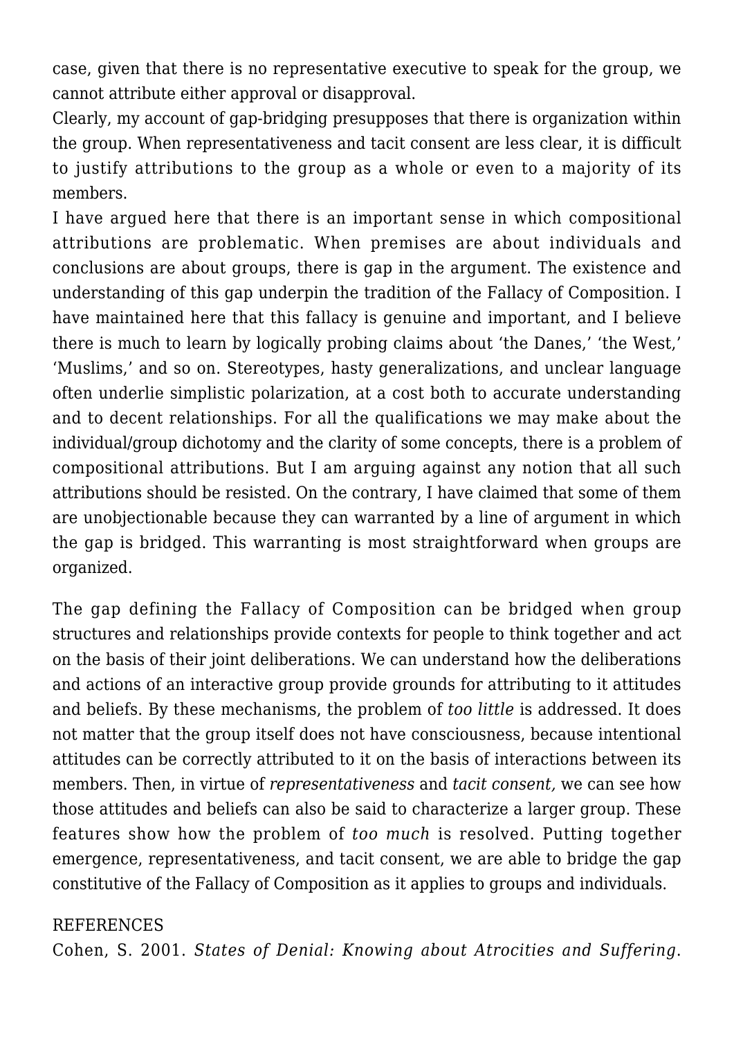case, given that there is no representative executive to speak for the group, we cannot attribute either approval or disapproval.

Clearly, my account of gap-bridging presupposes that there is organization within the group. When representativeness and tacit consent are less clear, it is difficult to justify attributions to the group as a whole or even to a majority of its members.

I have argued here that there is an important sense in which compositional attributions are problematic. When premises are about individuals and conclusions are about groups, there is gap in the argument. The existence and understanding of this gap underpin the tradition of the Fallacy of Composition. I have maintained here that this fallacy is genuine and important, and I believe there is much to learn by logically probing claims about 'the Danes,' 'the West,' 'Muslims,' and so on. Stereotypes, hasty generalizations, and unclear language often underlie simplistic polarization, at a cost both to accurate understanding and to decent relationships. For all the qualifications we may make about the individual/group dichotomy and the clarity of some concepts, there is a problem of compositional attributions. But I am arguing against any notion that all such attributions should be resisted. On the contrary, I have claimed that some of them are unobjectionable because they can warranted by a line of argument in which the gap is bridged. This warranting is most straightforward when groups are organized.

The gap defining the Fallacy of Composition can be bridged when group structures and relationships provide contexts for people to think together and act on the basis of their joint deliberations. We can understand how the deliberations and actions of an interactive group provide grounds for attributing to it attitudes and beliefs. By these mechanisms, the problem of *too little* is addressed. It does not matter that the group itself does not have consciousness, because intentional attitudes can be correctly attributed to it on the basis of interactions between its members. Then, in virtue of *representativeness* and *tacit consent,* we can see how those attitudes and beliefs can also be said to characterize a larger group. These features show how the problem of *too much* is resolved. Putting together emergence, representativeness, and tacit consent, we are able to bridge the gap constitutive of the Fallacy of Composition as it applies to groups and individuals.

REFERENCES

Cohen, S. 2001. *States of Denial: Knowing about Atrocities and Suffering*.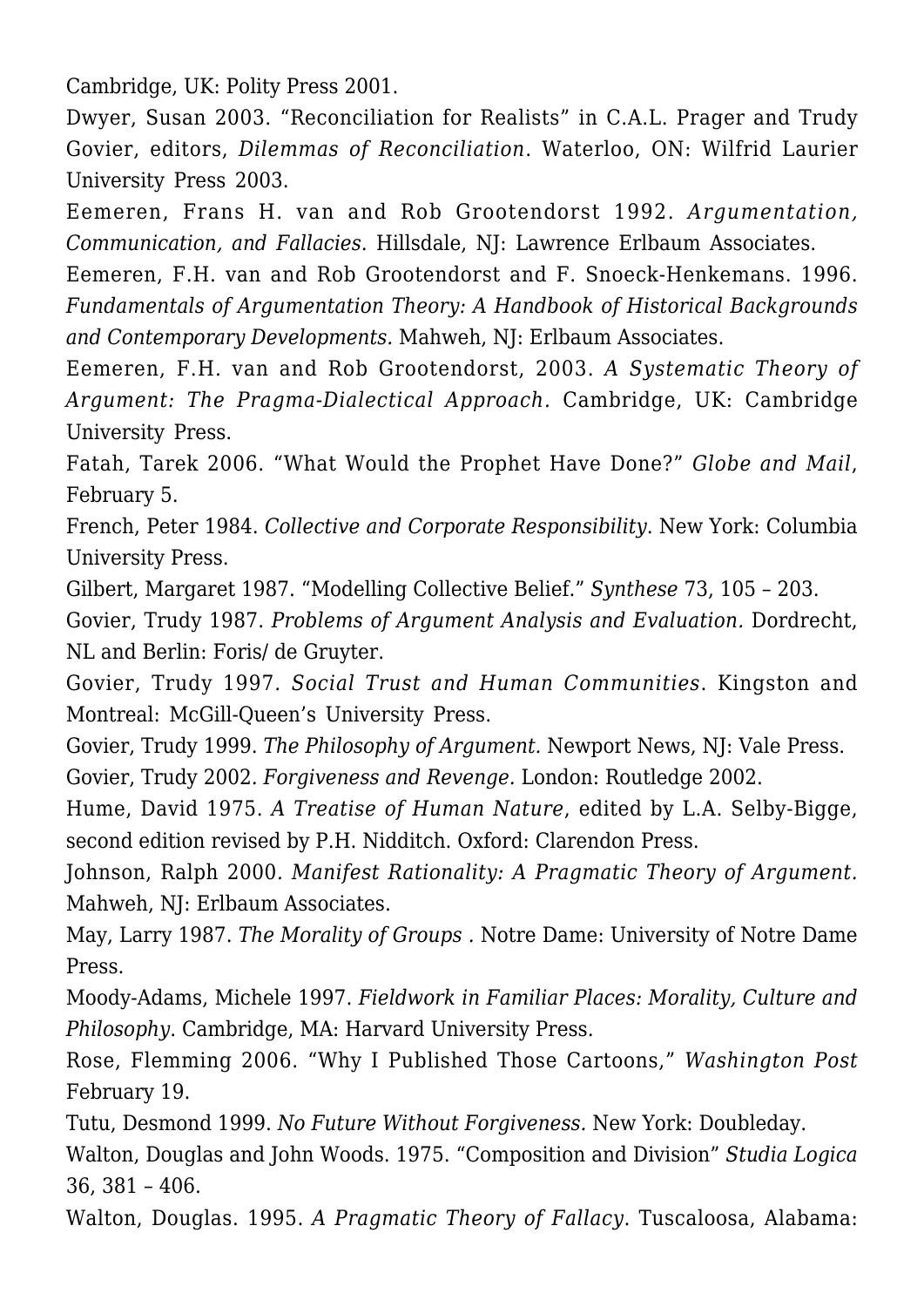Cambridge, UK: Polity Press 2001.

Dwyer, Susan 2003. "Reconciliation for Realists" in C.A.L. Prager and Trudy Govier, editors, *Dilemmas of Reconciliation*. Waterloo, ON: Wilfrid Laurier University Press 2003.

Eemeren, Frans H. van and Rob Grootendorst 1992. *Argumentation, Communication, and Fallacies*. Hillsdale, NJ: Lawrence Erlbaum Associates.

Eemeren, F.H. van and Rob Grootendorst and F. Snoeck-Henkemans. 1996. *Fundamentals of Argumentation Theory: A Handbook of Historical Backgrounds and Contemporary Developments.* Mahweh, NJ: Erlbaum Associates.

Eemeren, F.H. van and Rob Grootendorst, 2003. *A Systematic Theory of Argument: The Pragma-Dialectical Approach.* Cambridge, UK: Cambridge University Press.

Fatah, Tarek 2006. "What Would the Prophet Have Done?" *Globe and Mail*, February 5.

French, Peter 1984. *Collective and Corporate Responsibility*. New York: Columbia University Press.

Gilbert, Margaret 1987. "Modelling Collective Belief." *Synthese* 73, 105 – 203.

Govier, Trudy 1987. *Problems of Argument Analysis and Evaluation.* Dordrecht, NL and Berlin: Foris/ de Gruyter.

Govier, Trudy 1997. *Social Trust and Human Communities*. Kingston and Montreal: McGill-Queen's University Press.

Govier, Trudy 1999. *The Philosophy of Argument.* Newport News, NJ: Vale Press.

Govier, Trudy 2002. *Forgiveness and Revenge.* London: Routledge 2002.

Hume, David 1975. *A Treatise of Human Nature*, edited by L.A. Selby-Bigge, second edition revised by P.H. Nidditch. Oxford: Clarendon Press.

Johnson, Ralph 2000. *Manifest Rationality: A Pragmatic Theory of Argument.* Mahweh, NJ: Erlbaum Associates.

May, Larry 1987. *The Morality of Groups .* Notre Dame: University of Notre Dame Press.

Moody-Adams, Michele 1997. *Fieldwork in Familiar Places: Morality, Culture and Philosophy*. Cambridge, MA: Harvard University Press.

Rose, Flemming 2006. "Why I Published Those Cartoons," *Washington Post* February 19.

Tutu, Desmond 1999. *No Future Without Forgiveness.* New York: Doubleday.

Walton, Douglas and John Woods. 1975. "Composition and Division" *Studia Logica* 36, 381 – 406.

Walton, Douglas. 1995. *A Pragmatic Theory of Fallacy.* Tuscaloosa, Alabama: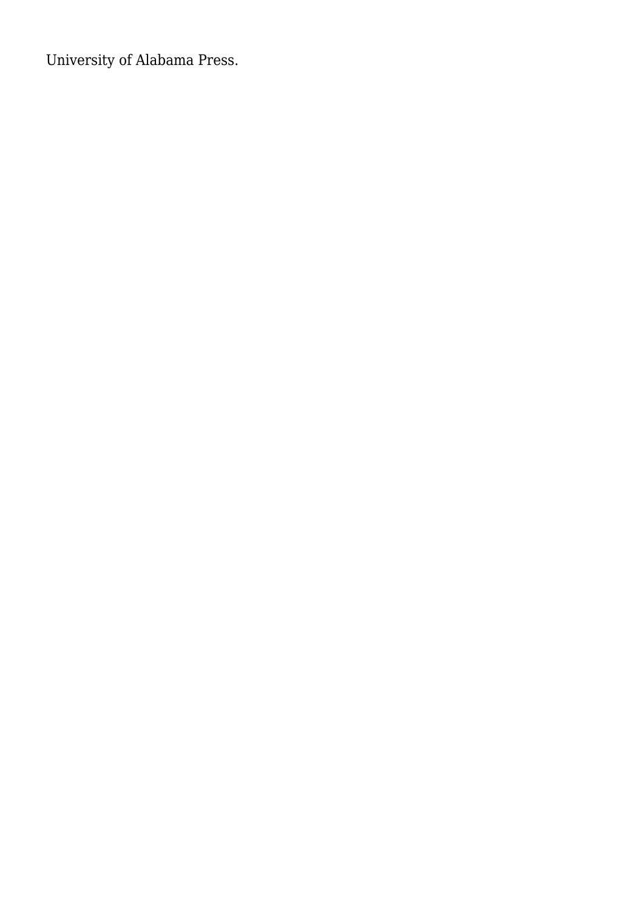University of Alabama Press.